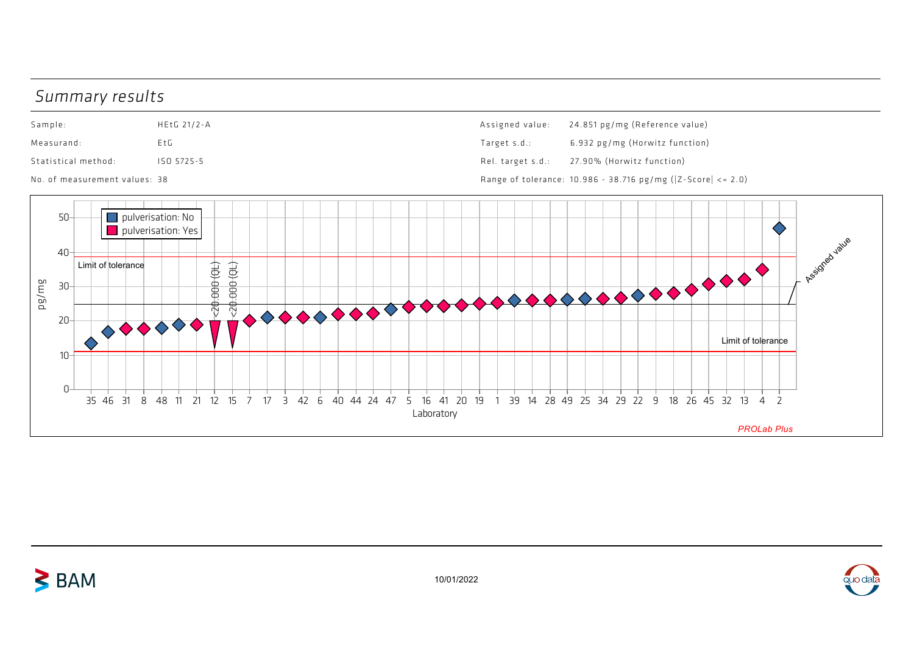## Summary results

| | | | |
|---|---|---|---|
| Sample: | HEtG 21/2-A | Assigned value: | 24.851 pg/mg (Reference value) |
| Measurand: | EtG | Target s.d.: | 6.932 pg/mg (Horwitz function) |
| Statistical method: | ISO 5725-5 | Rel. target s.d.: | 27.90% (Horwitz function) |
| No. of measurement values: | 38 | Range of tolerance: | 10.986 - 38.716 pg/mg (\|Z-Score\| <= 2.0) |

pulverisation: No
pulverisation: Yes

Limit of tolerance

<20.000 (QL)

<20.000 (QL)

Assigned value

Limit of tolerance

pg/mg

50
40
30
20
10
0

35 46 31 8 48 11 21 12 15 7 17 3 42 6 40 44 24 47 5 16 41 20 19 1 39 14 28 49 25 34 29 22 9 18 26 45 32 13 4 2

Laboratory

*PROLab Plus*

10/01/2022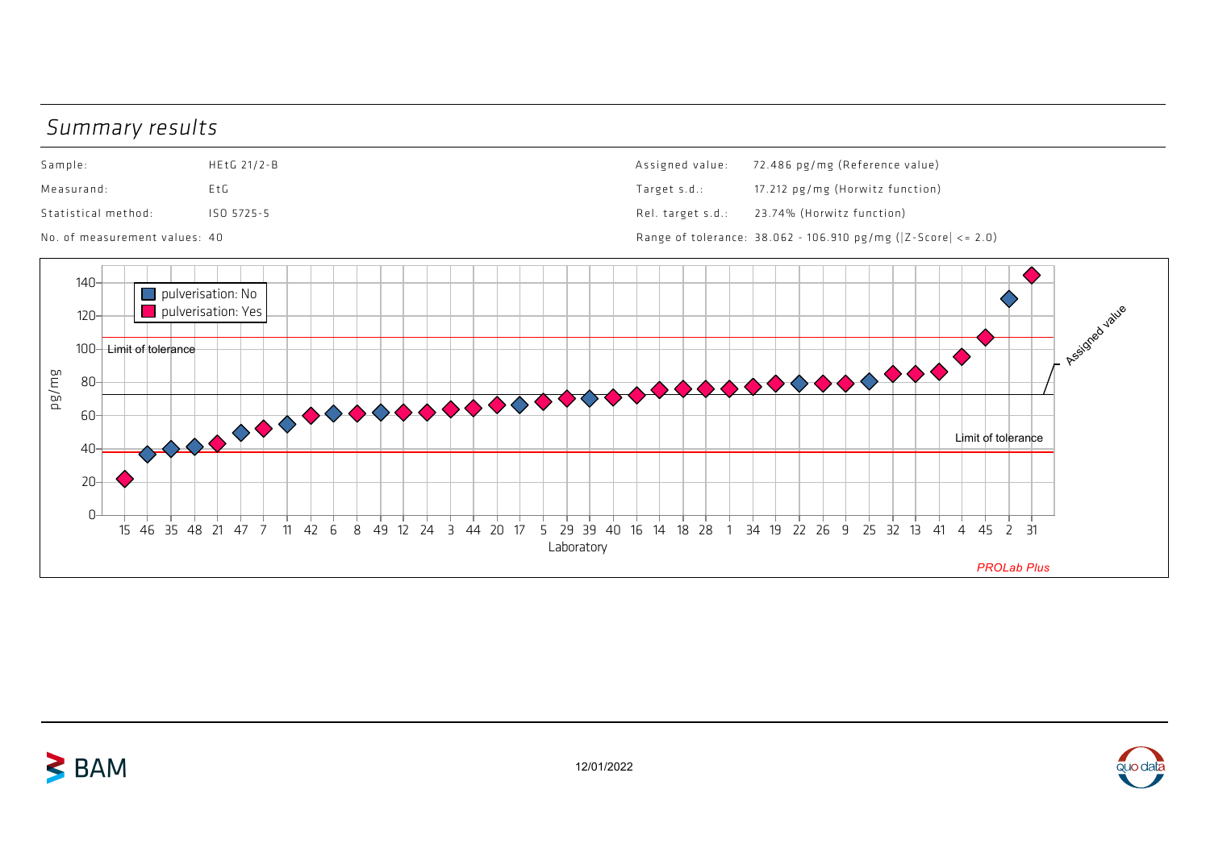## Summary results

| | | | |
|---|---|---|---|
| Sample: | HEtG 21/2-B | Assigned value: | 72.486 pg/mg (Reference value) |
| Measurand: | EtG | Target s.d.: | 17.212 pg/mg (Horwitz function) |
| Statistical method: | ISO 5725-5 | Rel. target s.d.: | 23.74% (Horwitz function) |
| No. of measurement values: | 40 | Range of tolerance: | 38.062 - 106.910 pg/mg (\|Z-Score\| <= 2.0) |

pulverisation: No
pulverisation: Yes

Limit of tolerance

Assigned value

Limit of tolerance

pg/mg

140
120
100
80
60
40
20
0

15 46 35 48 21 47 7 11 42 6 8 49 12 24 3 44 20 17 5 29 39 40 16 14 18 28 1 34 19 22 26 9 25 32 13 41 4 45 2 31

Laboratory

*PROLab Plus*

12/01/2022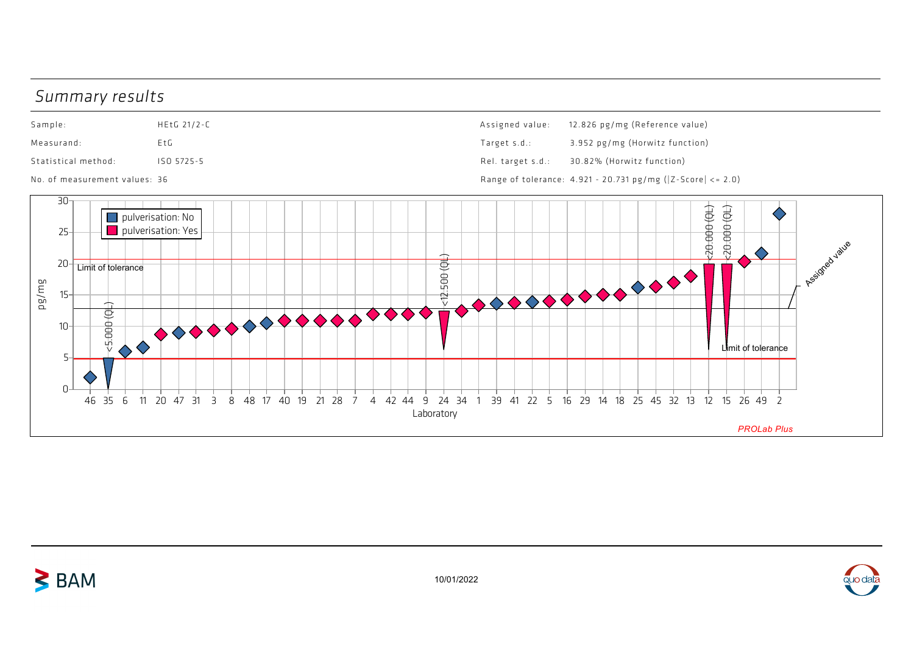## Summary results

| | | | |
|---|---|---|---|
| Sample: | HEtG 21/2-C | Assigned value: | 12.826 pg/mg (Reference value) |
| Measurand: | EtG | Target s.d.: | 3.952 pg/mg (Horwitz function) |
| Statistical method: | ISO 5725-5 | Rel. target s.d.: | 30.82% (Horwitz function) |
| No. of measurement values: 36 | | Range of tolerance: | 4.921 - 20.731 pg/mg (\|Z-Score\| <= 2.0) |

pg/mg

■ pulverisation: No
■ pulverisation: Yes

Limit of tolerance

Assigned value

Limit of tolerance

<5.000 (QL)

<12.500 (QL)

<20.000 (QL)

<20.000 (QL)

Laboratory: 46 35 6 11 20 47 31 3 8 48 17 40 19 21 28 7 4 42 44 9 24 34 1 39 41 22 5 16 29 14 18 25 45 32 13 12 15 26 49 2

*PROLab Plus*

10/01/2022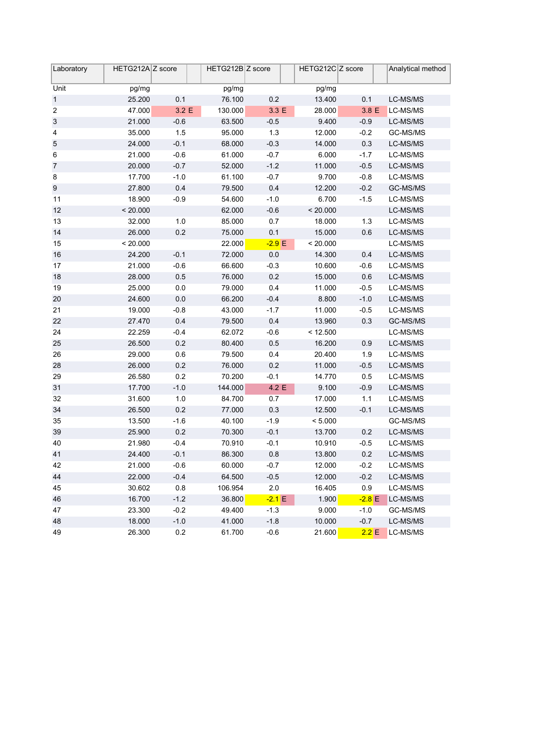| Laboratory | HETG212A | Z score | | HETG212B | Z score | | HETG212C | Z score | | Analytical method |
|---|---|---|---|---|---|---|---|---|---|---|
| Unit | pg/mg | | | pg/mg | | | pg/mg | | | |
| 1 | 25.200 | 0.1 | | 76.100 | 0.2 | | 13.400 | 0.1 | | LC-MS/MS |
| 2 | 47.000 | 3.2 | E | 130.000 | 3.3 | E | 28.000 | 3.8 | E | LC-MS/MS |
| 3 | 21.000 | -0.6 | | 63.500 | -0.5 | | 9.400 | -0.9 | | LC-MS/MS |
| 4 | 35.000 | 1.5 | | 95.000 | 1.3 | | 12.000 | -0.2 | | GC-MS/MS |
| 5 | 24.000 | -0.1 | | 68.000 | -0.3 | | 14.000 | 0.3 | | LC-MS/MS |
| 6 | 21.000 | -0.6 | | 61.000 | -0.7 | | 6.000 | -1.7 | | LC-MS/MS |
| 7 | 20.000 | -0.7 | | 52.000 | -1.2 | | 11.000 | -0.5 | | LC-MS/MS |
| 8 | 17.700 | -1.0 | | 61.100 | -0.7 | | 9.700 | -0.8 | | LC-MS/MS |
| 9 | 27.800 | 0.4 | | 79.500 | 0.4 | | 12.200 | -0.2 | | GC-MS/MS |
| 11 | 18.900 | -0.9 | | 54.600 | -1.0 | | 6.700 | -1.5 | | LC-MS/MS |
| 12 | < 20.000 | | | 62.000 | -0.6 | | < 20.000 | | | LC-MS/MS |
| 13 | 32.000 | 1.0 | | 85.000 | 0.7 | | 18.000 | 1.3 | | LC-MS/MS |
| 14 | 26.000 | 0.2 | | 75.000 | 0.1 | | 15.000 | 0.6 | | LC-MS/MS |
| 15 | < 20.000 | | | 22.000 | -2.9 | E | < 20.000 | | | LC-MS/MS |
| 16 | 24.200 | -0.1 | | 72.000 | 0.0 | | 14.300 | 0.4 | | LC-MS/MS |
| 17 | 21.000 | -0.6 | | 66.600 | -0.3 | | 10.600 | -0.6 | | LC-MS/MS |
| 18 | 28.000 | 0.5 | | 76.000 | 0.2 | | 15.000 | 0.6 | | LC-MS/MS |
| 19 | 25.000 | 0.0 | | 79.000 | 0.4 | | 11.000 | -0.5 | | LC-MS/MS |
| 20 | 24.600 | 0.0 | | 66.200 | -0.4 | | 8.800 | -1.0 | | LC-MS/MS |
| 21 | 19.000 | -0.8 | | 43.000 | -1.7 | | 11.000 | -0.5 | | LC-MS/MS |
| 22 | 27.470 | 0.4 | | 79.500 | 0.4 | | 13.960 | 0.3 | | GC-MS/MS |
| 24 | 22.259 | -0.4 | | 62.072 | -0.6 | | < 12.500 | | | LC-MS/MS |
| 25 | 26.500 | 0.2 | | 80.400 | 0.5 | | 16.200 | 0.9 | | LC-MS/MS |
| 26 | 29.000 | 0.6 | | 79.500 | 0.4 | | 20.400 | 1.9 | | LC-MS/MS |
| 28 | 26.000 | 0.2 | | 76.000 | 0.2 | | 11.000 | -0.5 | | LC-MS/MS |
| 29 | 26.580 | 0.2 | | 70.200 | -0.1 | | 14.770 | 0.5 | | LC-MS/MS |
| 31 | 17.700 | -1.0 | | 144.000 | 4.2 | E | 9.100 | -0.9 | | LC-MS/MS |
| 32 | 31.600 | 1.0 | | 84.700 | 0.7 | | 17.000 | 1.1 | | LC-MS/MS |
| 34 | 26.500 | 0.2 | | 77.000 | 0.3 | | 12.500 | -0.1 | | LC-MS/MS |
| 35 | 13.500 | -1.6 | | 40.100 | -1.9 | | < 5.000 | | | GC-MS/MS |
| 39 | 25.900 | 0.2 | | 70.300 | -0.1 | | 13.700 | 0.2 | | LC-MS/MS |
| 40 | 21.980 | -0.4 | | 70.910 | -0.1 | | 10.910 | -0.5 | | LC-MS/MS |
| 41 | 24.400 | -0.1 | | 86.300 | 0.8 | | 13.800 | 0.2 | | LC-MS/MS |
| 42 | 21.000 | -0.6 | | 60.000 | -0.7 | | 12.000 | -0.2 | | LC-MS/MS |
| 44 | 22.000 | -0.4 | | 64.500 | -0.5 | | 12.000 | -0.2 | | LC-MS/MS |
| 45 | 30.602 | 0.8 | | 106.954 | 2.0 | | 16.405 | 0.9 | | LC-MS/MS |
| 46 | 16.700 | -1.2 | | 36.800 | -2.1 | E | 1.900 | -2.8 | E | LC-MS/MS |
| 47 | 23.300 | -0.2 | | 49.400 | -1.3 | | 9.000 | -1.0 | | GC-MS/MS |
| 48 | 18.000 | -1.0 | | 41.000 | -1.8 | | 10.000 | -0.7 | | LC-MS/MS |
| 49 | 26.300 | 0.2 | | 61.700 | -0.6 | | 21.600 | 2.2 | E | LC-MS/MS |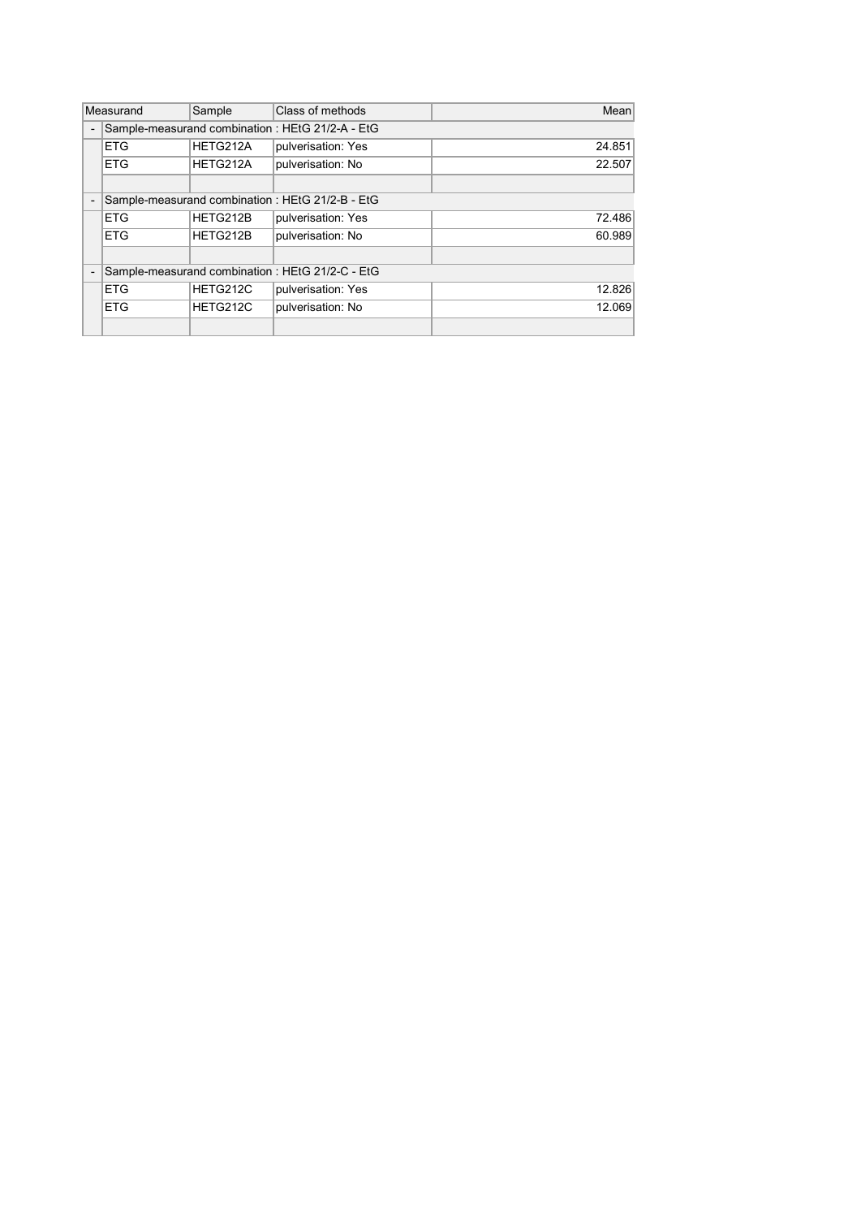| | Measurand | Sample | Class of methods | Mean |
|---|---|---|---|---|
| - | Sample-measurand combination : HEtG 21/2-A - EtG | | | |
| | ETG | HETG212A | pulverisation: Yes | 24.851 |
| | ETG | HETG212A | pulverisation: No | 22.507 |
| | | | | |
| - | Sample-measurand combination : HEtG 21/2-B - EtG | | | |
| | ETG | HETG212B | pulverisation: Yes | 72.486 |
| | ETG | HETG212B | pulverisation: No | 60.989 |
| | | | | |
| - | Sample-measurand combination : HEtG 21/2-C - EtG | | | |
| | ETG | HETG212C | pulverisation: Yes | 12.826 |
| | ETG | HETG212C | pulverisation: No | 12.069 |
| | | | | |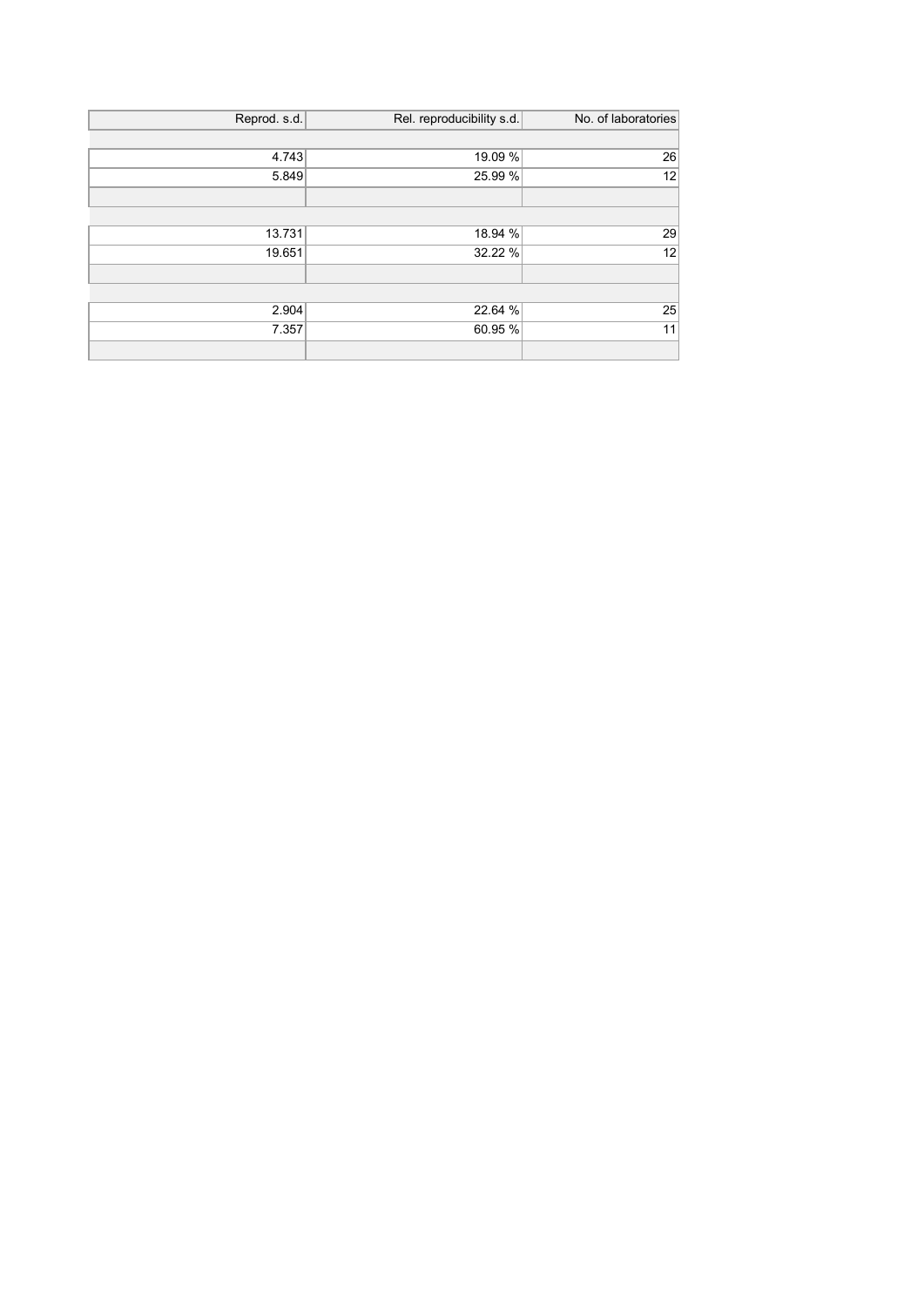| Reprod. s.d. | Rel. reproducibility s.d. | No. of laboratories |
|---|---|---|
| | | |
| 4.743 | 19.09 % | 26 |
| 5.849 | 25.99 % | 12 |
| | | |
| | | |
| 13.731 | 18.94 % | 29 |
| 19.651 | 32.22 % | 12 |
| | | |
| | | |
| 2.904 | 22.64 % | 25 |
| 7.357 | 60.95 % | 11 |
| | | |